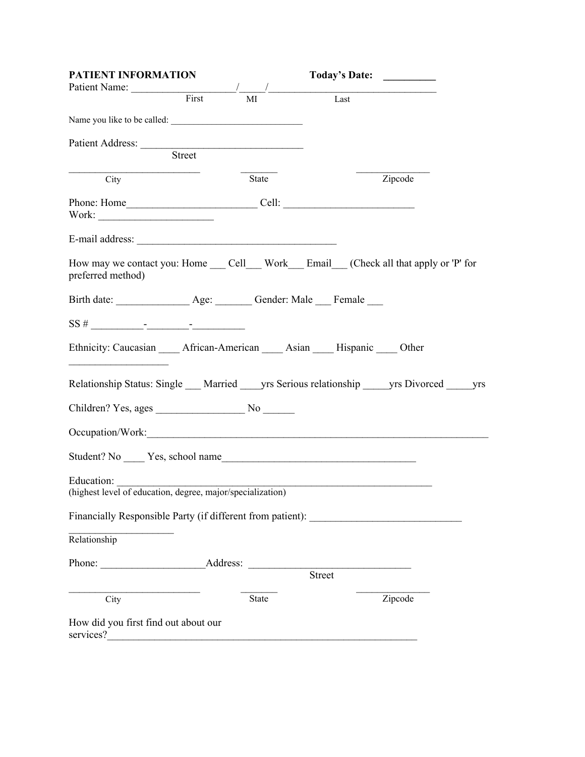**PATIENT INFORMATION** **Today's Date:** __________

Patient Name: ____________________/_____/_________________________________
First MI Last

Name you like to be called: _____________________________

Patient Address: _______________________________
Street

_________________________ _______ ______________
City State Zipcode

Phone: Home________________________ Cell: _________________________
Work: _____________________

E-mail address: ______________________________________

How may we contact you: Home ___ Cell___ Work___ Email___ (Check all that apply or 'P' for preferred method)

Birth date: _____________ Age: _______ Gender: Male ___ Female ___

SS # __________-________-__________

Ethnicity: Caucasian ____ African-American ____ Asian ____ Hispanic ____ Other __________________

Relationship Status: Single ___ Married ____yrs Serious relationship _____yrs Divorced _____yrs

Children? Yes, ages ________________ No ______

Occupation/Work:_________________________________________________________________

Student? No ____ Yes, school name_____________________________________

Education: ____________________________________________________________
(highest level of education, degree, major/specialization)

Financially Responsible Party (if different from patient): ____________________________

____________________
Relationship

Phone: ____________________Address: ______________________________
Street

_________________________ _______ ______________
City State Zipcode

How did you first find out about our services?____________________________________________________________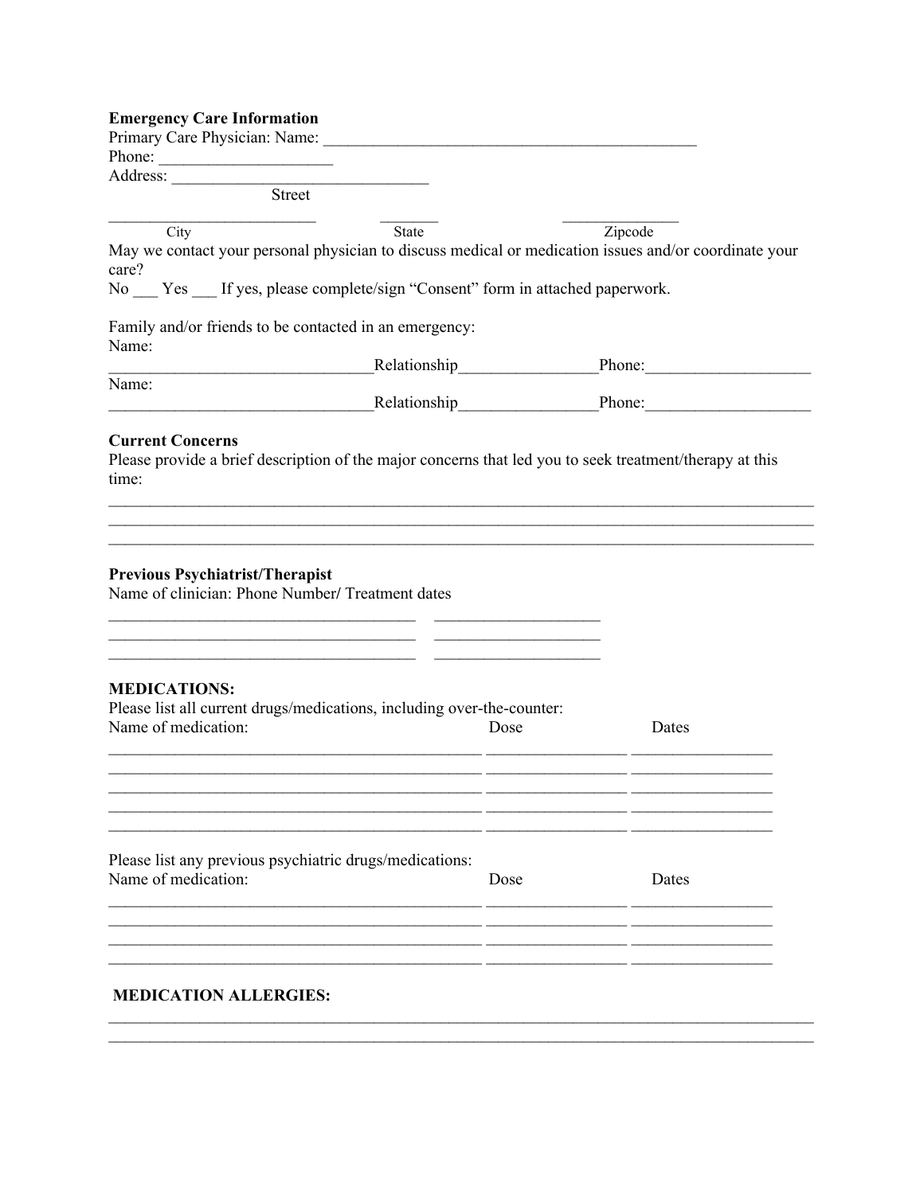**Emergency Care Information**

Primary Care Physician: Name: ______________________________________________

Phone: ____________________

Address: ______________________________
Street

________________________ _______ ______________
City State Zipcode

May we contact your personal physician to discuss medical or medication issues and/or coordinate your care?

No ___ Yes ___ If yes, please complete/sign "Consent" form in attached paperwork.

Family and/or friends to be contacted in an emergency:

Name: ______________________________Relationship________________Phone:___________________

Name: ______________________________Relationship________________Phone:___________________

**Current Concerns**

Please provide a brief description of the major concerns that led you to seek treatment/therapy at this time:

_____________________________________________________________________________________
_____________________________________________________________________________________
_____________________________________________________________________________________

**Previous Psychiatrist/Therapist**

Name of clinician: Phone Number/ Treatment dates

_____________________________________ ____________________
_____________________________________ ____________________
_____________________________________ ____________________

**MEDICATIONS:**

Please list all current drugs/medications, including over-the-counter:

| Name of medication: | Dose | Dates |
|---|---|---|
| | | |
| | | |
| | | |
| | | |
| | | |

Please list any previous psychiatric drugs/medications:

| Name of medication: | Dose | Dates |
|---|---|---|
| | | |
| | | |
| | | |
| | | |

**MEDICATION ALLERGIES:**

_____________________________________________________________________________________
_____________________________________________________________________________________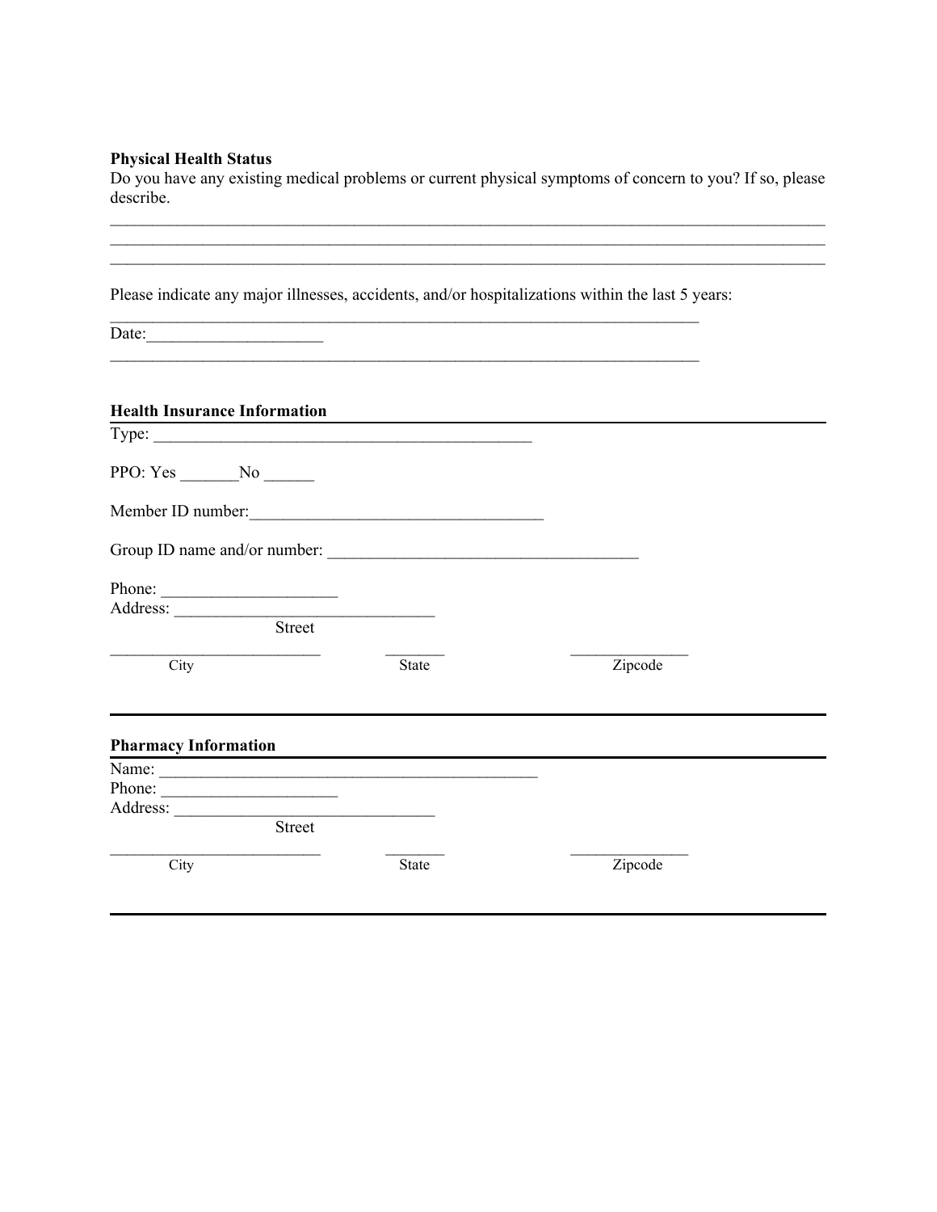**Physical Health Status**

Do you have any existing medical problems or current physical symptoms of concern to you? If so, please describe.

______________________________________________________________________________________
______________________________________________________________________________________
______________________________________________________________________________________

Please indicate any major illnesses, accidents, and/or hospitalizations within the last 5 years:

________________________________________________________________________

Date:_____________________

________________________________________________________________________

**Health Insurance Information**

Type: _______________________________________________

PPO: Yes _______No ______

Member ID number:___________________________________

Group ID name and/or number: _____________________________________

Phone: _____________________

Address: ________________________________

Street

_________________________ _______ ______________

City State Zipcode

---

**Pharmacy Information**

Name: ______________________________________________

Phone: _____________________

Address: ________________________________

Street

_________________________ _______ ______________

City State Zipcode

---